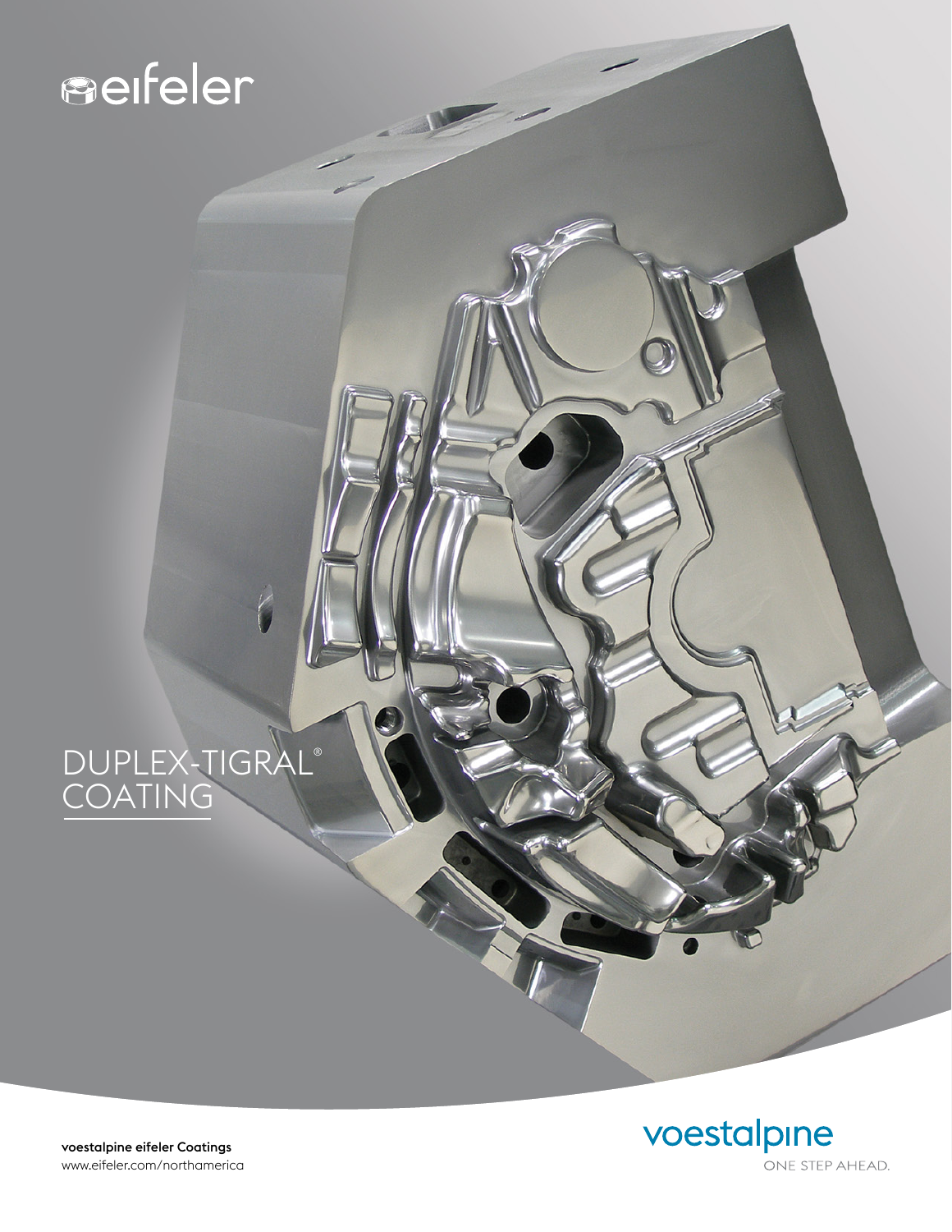eifeler

# DUPLEX-TIGRAL® COATING

**voestalpine eifeler Coatings**
www.eifeler.com/northamerica

voestalpine
ONE STEP AHEAD.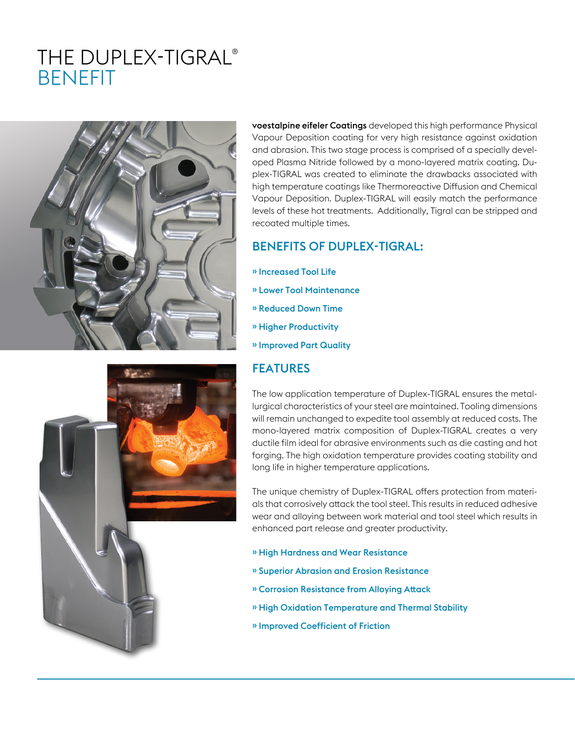# THE DUPLEX-TIGRAL® BENEFIT

**voestalpine eifeler Coatings** developed this high performance Physical Vapour Deposition coating for very high resistance against oxidation and abrasion. This two stage process is comprised of a specially developed Plasma Nitride followed by a mono-layered matrix coating. Duplex-TIGRAL was created to eliminate the drawbacks associated with high temperature coatings like Thermoreactive Diffusion and Chemical Vapour Deposition. Duplex-TIGRAL will easily match the performance levels of these hot treatments. Additionally, Tigral can be stripped and recoated multiple times.

## BENEFITS OF DUPLEX-TIGRAL:

- » Increased Tool Life
- » Lower Tool Maintenance
- » Reduced Down Time
- » Higher Productivity
- » Improved Part Quality

## FEATURES

The low application temperature of Duplex-TIGRAL ensures the metallurgical characteristics of your steel are maintained. Tooling dimensions will remain unchanged to expedite tool assembly at reduced costs. The mono-layered matrix composition of Duplex-TIGRAL creates a very ductile film ideal for abrasive environments such as die casting and hot forging. The high oxidation temperature provides coating stability and long life in higher temperature applications.

The unique chemistry of Duplex-TIGRAL offers protection from materials that corrosively attack the tool steel. This results in reduced adhesive wear and alloying between work material and tool steel which results in enhanced part release and greater productivity.

- » High Hardness and Wear Resistance
- » Superior Abrasion and Erosion Resistance
- » Corrosion Resistance from Alloying Attack
- » High Oxidation Temperature and Thermal Stability
- » Improved Coefficient of Friction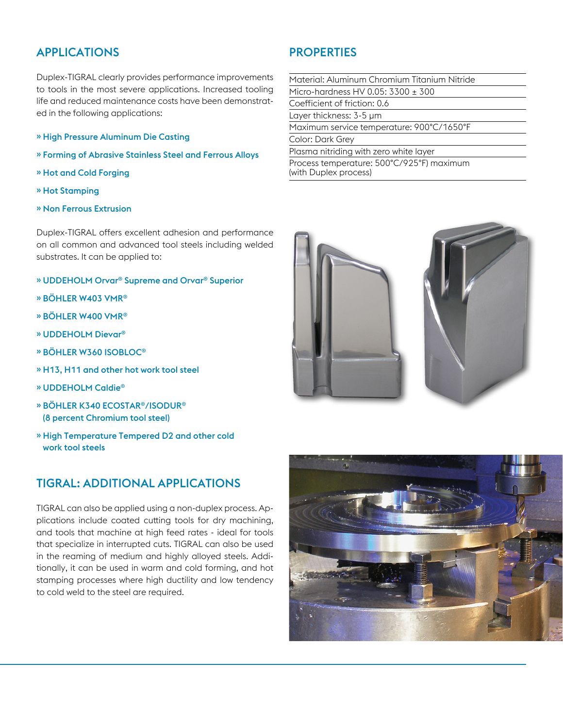## APPLICATIONS

Duplex-TIGRAL clearly provides performance improvements to tools in the most severe applications. Increased tooling life and reduced maintenance costs have been demonstrated in the following applications:

- High Pressure Aluminum Die Casting
- Forming of Abrasive Stainless Steel and Ferrous Alloys
- Hot and Cold Forging
- Hot Stamping
- Non Ferrous Extrusion

Duplex-TIGRAL offers excellent adhesion and performance on all common and advanced tool steels including welded substrates. It can be applied to:

- UDDEHOLM Orvar® Supreme and Orvar® Superior
- BÖHLER W403 VMR®
- BÖHLER W400 VMR®
- UDDEHOLM Dievar®
- BÖHLER W360 ISOBLOC®
- H13, H11 and other hot work tool steel
- UDDEHOLM Caldie®
- BÖHLER K340 ECOSTAR®/ISODUR® (8 percent Chromium tool steel)
- High Temperature Tempered D2 and other cold work tool steels

## TIGRAL: ADDITIONAL APPLICATIONS

TIGRAL can also be applied using a non-duplex process. Applications include coated cutting tools for dry machining, and tools that machine at high feed rates - ideal for tools that specialize in interrupted cuts. TIGRAL can also be used in the reaming of medium and highly alloyed steels. Additionally, it can be used in warm and cold forming, and hot stamping processes where high ductility and low tendency to cold weld to the steel are required.

## PROPERTIES

| |
|---|
| Material: Aluminum Chromium Titanium Nitride |
| Micro-hardness HV 0.05: 3300 ± 300 |
| Coefficient of friction: 0.6 |
| Layer thickness: 3-5 µm |
| Maximum service temperature: 900°C/1650°F |
| Color: Dark Grey |
| Plasma nitriding with zero white layer |
| Process temperature: 500°C/925°F) maximum (with Duplex process) |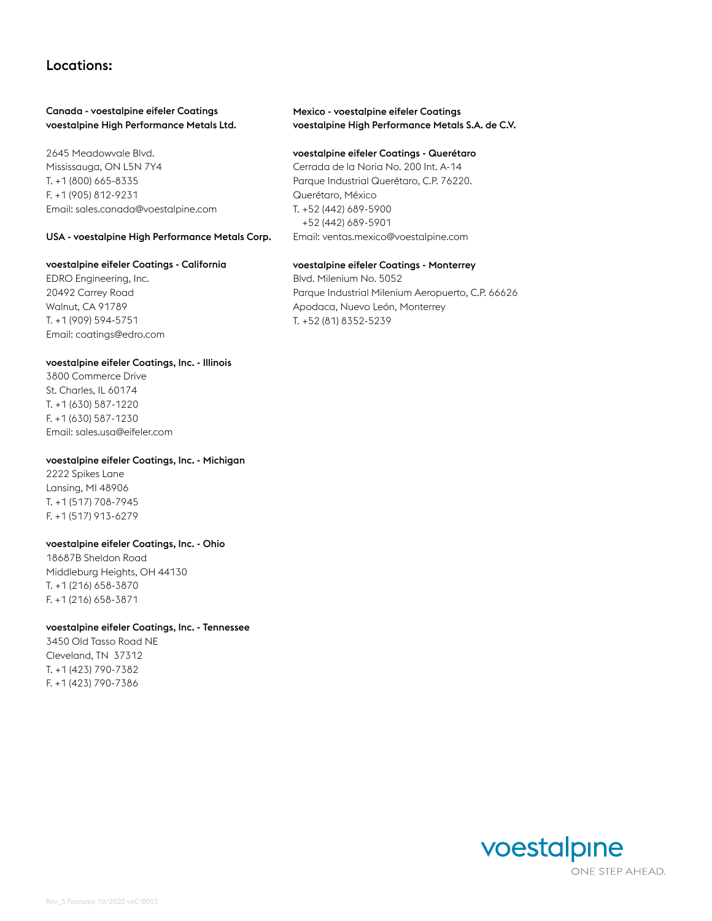## Locations:

**Canada - voestalpine eifeler Coatings**
**voestalpine High Performance Metals Ltd.**

2645 Meadowvale Blvd.
Mississauga, ON L5N 7Y4
T. +1 (800) 665-8335
F. +1 (905) 812-9231
Email: sales.canada@voestalpine.com

**USA - voestalpine High Performance Metals Corp.**

**voestalpine eifeler Coatings - California**
EDRO Engineering, Inc.
20492 Carrey Road
Walnut, CA 91789
T. +1 (909) 594-5751
Email: coatings@edro.com

**voestalpine eifeler Coatings, Inc. - Illinois**
3800 Commerce Drive
St. Charles, IL 60174
T. +1 (630) 587-1220
F. +1 (630) 587-1230
Email: sales.usa@eifeler.com

**voestalpine eifeler Coatings, Inc. - Michigan**
2222 Spikes Lane
Lansing, MI 48906
T. +1 (517) 708-7945
F. +1 (517) 913-6279

**voestalpine eifeler Coatings, Inc. - Ohio**
18687B Sheldon Road
Middleburg Heights, OH 44130
T. +1 (216) 658-3870
F. +1 (216) 658-3871

**voestalpine eifeler Coatings, Inc. - Tennessee**
3450 Old Tasso Road NE
Cleveland, TN 37312
T. +1 (423) 790-7382
F. +1 (423) 790-7386

**Mexico - voestalpine eifeler Coatings**
**voestalpine High Performance Metals S.A. de C.V.**

**voestalpine eifeler Coatings - Querétaro**
Cerrada de la Noria No. 200 Int. A-14
Parque Industrial Querétaro, C.P. 76220.
Querétaro, México
T. +52 (442) 689-5900
+52 (442) 689-5901
Email: ventas.mexico@voestalpine.com

**voestalpine eifeler Coatings - Monterrey**
Blvd. Milenium No. 5052
Parque Industrial Milenium Aeropuerto, C.P. 66626
Apodaca, Nuevo León, Monterrey
T. +52 (81) 8352-5239

voestalpine
ONE STEP AHEAD.

Rev_5 February 10/2020 veC-B003